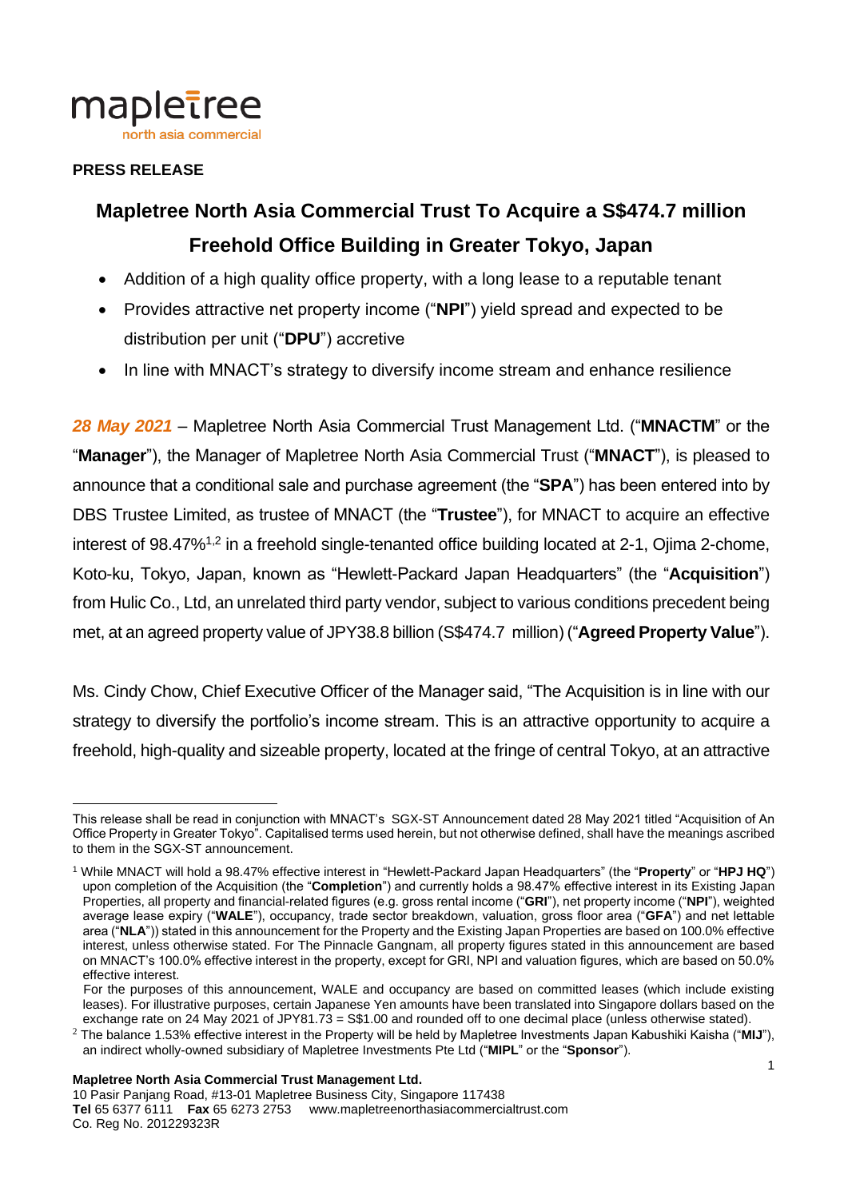mapletree
north asia commercial

**PRESS RELEASE**

# Mapletree North Asia Commercial Trust To Acquire a S$474.7 million Freehold Office Building in Greater Tokyo, Japan

- Addition of a high quality office property, with a long lease to a reputable tenant
- Provides attractive net property income ("**NPI**") yield spread and expected to be distribution per unit ("**DPU**") accretive
- In line with MNACT's strategy to diversify income stream and enhance resilience

***28 May 2021*** – Mapletree North Asia Commercial Trust Management Ltd. ("**MNACTM**" or the "**Manager**"), the Manager of Mapletree North Asia Commercial Trust ("**MNACT**"), is pleased to announce that a conditional sale and purchase agreement (the "**SPA**") has been entered into by DBS Trustee Limited, as trustee of MNACT (the "**Trustee**"), for MNACT to acquire an effective interest of 98.47%[1,2] in a freehold single-tenanted office building located at 2-1, Ojima 2-chome, Koto-ku, Tokyo, Japan, known as "Hewlett-Packard Japan Headquarters" (the "**Acquisition**") from Hulic Co., Ltd, an unrelated third party vendor, subject to various conditions precedent being met, at an agreed property value of JPY38.8 billion (S$474.7 million) ("**Agreed Property Value**").

Ms. Cindy Chow, Chief Executive Officer of the Manager said, "The Acquisition is in line with our strategy to diversify the portfolio's income stream. This is an attractive opportunity to acquire a freehold, high-quality and sizeable property, located at the fringe of central Tokyo, at an attractive

---

This release shall be read in conjunction with MNACT's SGX-ST Announcement dated 28 May 2021 titled "Acquisition of An Office Property in Greater Tokyo". Capitalised terms used herein, but not otherwise defined, shall have the meanings ascribed to them in the SGX-ST announcement.

[1] While MNACT will hold a 98.47% effective interest in "Hewlett-Packard Japan Headquarters" (the "**Property**" or "**HPJ HQ**") upon completion of the Acquisition (the "**Completion**") and currently holds a 98.47% effective interest in its Existing Japan Properties, all property and financial-related figures (e.g. gross rental income ("**GRI**"), net property income ("**NPI**"), weighted average lease expiry ("**WALE**"), occupancy, trade sector breakdown, valuation, gross floor area ("**GFA**") and net lettable area ("**NLA**")) stated in this announcement for the Property and the Existing Japan Properties are based on 100.0% effective interest, unless otherwise stated. For The Pinnacle Gangnam, all property figures stated in this announcement are based on MNACT's 100.0% effective interest in the property, except for GRI, NPI and valuation figures, which are based on 50.0% effective interest.

For the purposes of this announcement, WALE and occupancy are based on committed leases (which include existing leases). For illustrative purposes, certain Japanese Yen amounts have been translated into Singapore dollars based on the exchange rate on 24 May 2021 of JPY81.73 = S$1.00 and rounded off to one decimal place (unless otherwise stated).

[2] The balance 1.53% effective interest in the Property will be held by Mapletree Investments Japan Kabushiki Kaisha ("**MIJ**"), an indirect wholly-owned subsidiary of Mapletree Investments Pte Ltd ("**MIPL**" or the "**Sponsor**").

**Mapletree North Asia Commercial Trust Management Ltd.**
10 Pasir Panjang Road, #13-01 Mapletree Business City, Singapore 117438
**Tel** 65 6377 6111 **Fax** 65 6273 2753 www.mapletreenorthasiacommercialtrust.com
Co. Reg No. 201229323R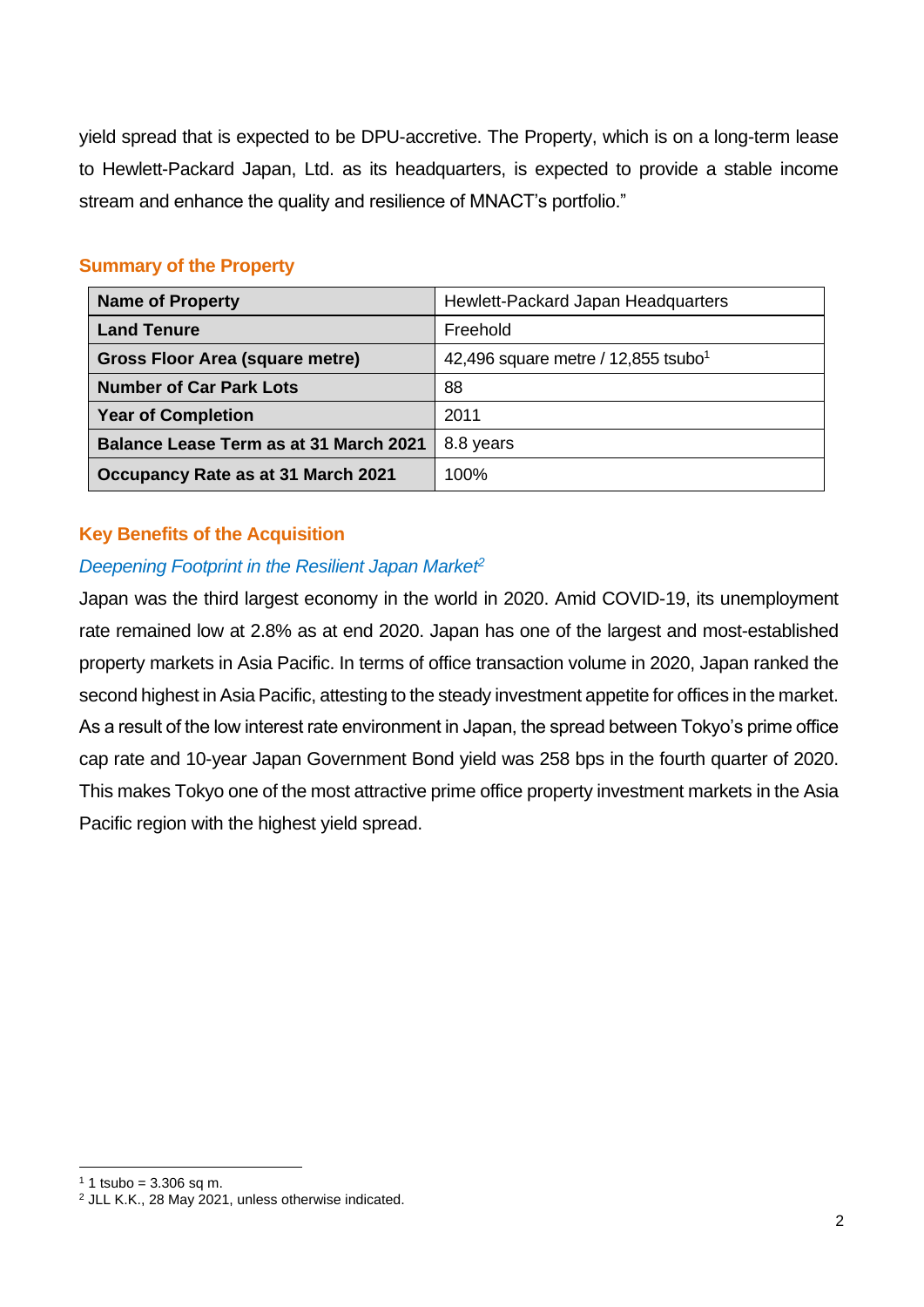yield spread that is expected to be DPU-accretive. The Property, which is on a long-term lease to Hewlett-Packard Japan, Ltd. as its headquarters, is expected to provide a stable income stream and enhance the quality and resilience of MNACT's portfolio."

## Summary of the Property

| **Name of Property** | Hewlett-Packard Japan Headquarters |
|---|---|
| **Land Tenure** | Freehold |
| **Gross Floor Area (square metre)** | 42,496 square metre / 12,855 tsubo[1] |
| **Number of Car Park Lots** | 88 |
| **Year of Completion** | 2011 |
| **Balance Lease Term as at 31 March 2021** | 8.8 years |
| **Occupancy Rate as at 31 March 2021** | 100% |

## Key Benefits of the Acquisition

### *Deepening Footprint in the Resilient Japan Market[2]*

Japan was the third largest economy in the world in 2020. Amid COVID-19, its unemployment rate remained low at 2.8% as at end 2020. Japan has one of the largest and most-established property markets in Asia Pacific. In terms of office transaction volume in 2020, Japan ranked the second highest in Asia Pacific, attesting to the steady investment appetite for offices in the market. As a result of the low interest rate environment in Japan, the spread between Tokyo's prime office cap rate and 10-year Japan Government Bond yield was 258 bps in the fourth quarter of 2020. This makes Tokyo one of the most attractive prime office property investment markets in the Asia Pacific region with the highest yield spread.

---

[1] 1 tsubo = 3.306 sq m.

[2] JLL K.K., 28 May 2021, unless otherwise indicated.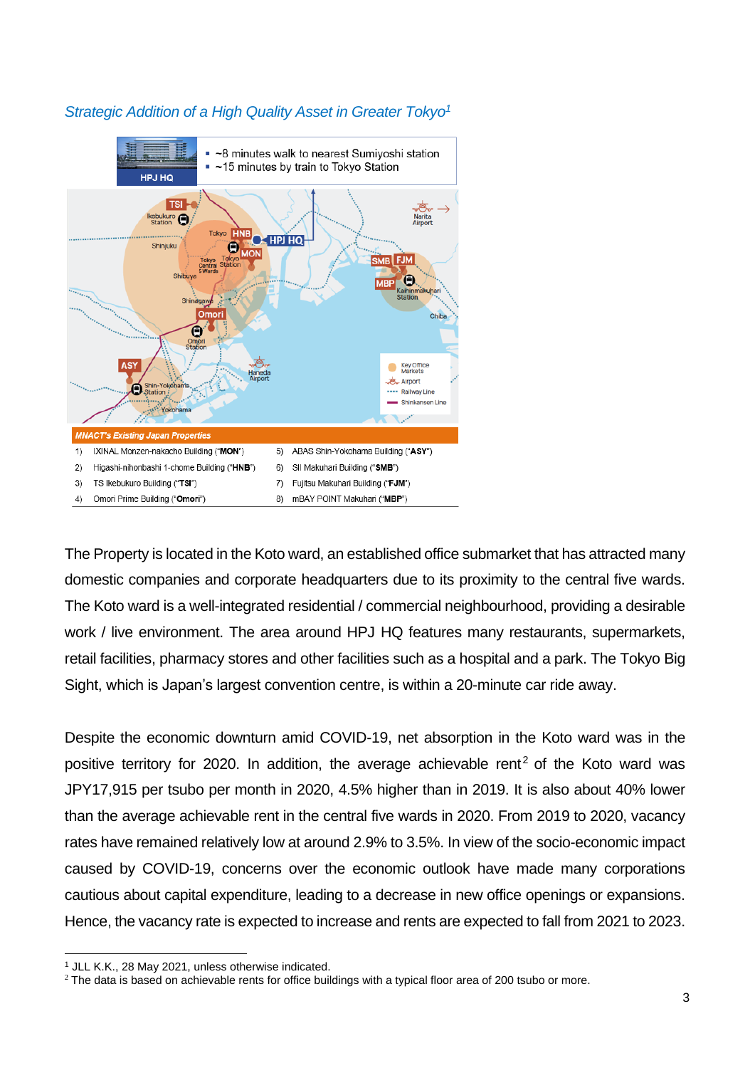*Strategic Addition of a High Quality Asset in Greater Tokyo*[1]

HPJ HQ

- ~8 minutes walk to nearest Sumiyoshi station
- ~15 minutes by train to Tokyo Station

**MNACT's Existing Japan Properties**

| | | | |
|---|---|---|---|
| 1) | IXINAL Monzen-nakacho Building ("**MON**") | 5) | ABAS Shin-Yokohama Building ("**ASY**") |
| 2) | Higashi-nihonbashi 1-chome Building ("**HNB**") | 6) | SII Makuhari Building ("**SMB**") |
| 3) | TS Ikebukuro Building ("**TSI**") | 7) | Fujitsu Makuhari Building ("**FJM**") |
| 4) | Omori Prime Building ("**Omori**") | 8) | mBAY POINT Makuhari ("**MBP**") |

The Property is located in the Koto ward, an established office submarket that has attracted many domestic companies and corporate headquarters due to its proximity to the central five wards. The Koto ward is a well-integrated residential / commercial neighbourhood, providing a desirable work / live environment. The area around HPJ HQ features many restaurants, supermarkets, retail facilities, pharmacy stores and other facilities such as a hospital and a park. The Tokyo Big Sight, which is Japan's largest convention centre, is within a 20-minute car ride away.

Despite the economic downturn amid COVID-19, net absorption in the Koto ward was in the positive territory for 2020. In addition, the average achievable rent[2] of the Koto ward was JPY17,915 per tsubo per month in 2020, 4.5% higher than in 2019. It is also about 40% lower than the average achievable rent in the central five wards in 2020. From 2019 to 2020, vacancy rates have remained relatively low at around 2.9% to 3.5%. In view of the socio-economic impact caused by COVID-19, concerns over the economic outlook have made many corporations cautious about capital expenditure, leading to a decrease in new office openings or expansions. Hence, the vacancy rate is expected to increase and rents are expected to fall from 2021 to 2023.

---

[1] JLL K.K., 28 May 2021, unless otherwise indicated.
[2] The data is based on achievable rents for office buildings with a typical floor area of 200 tsubo or more.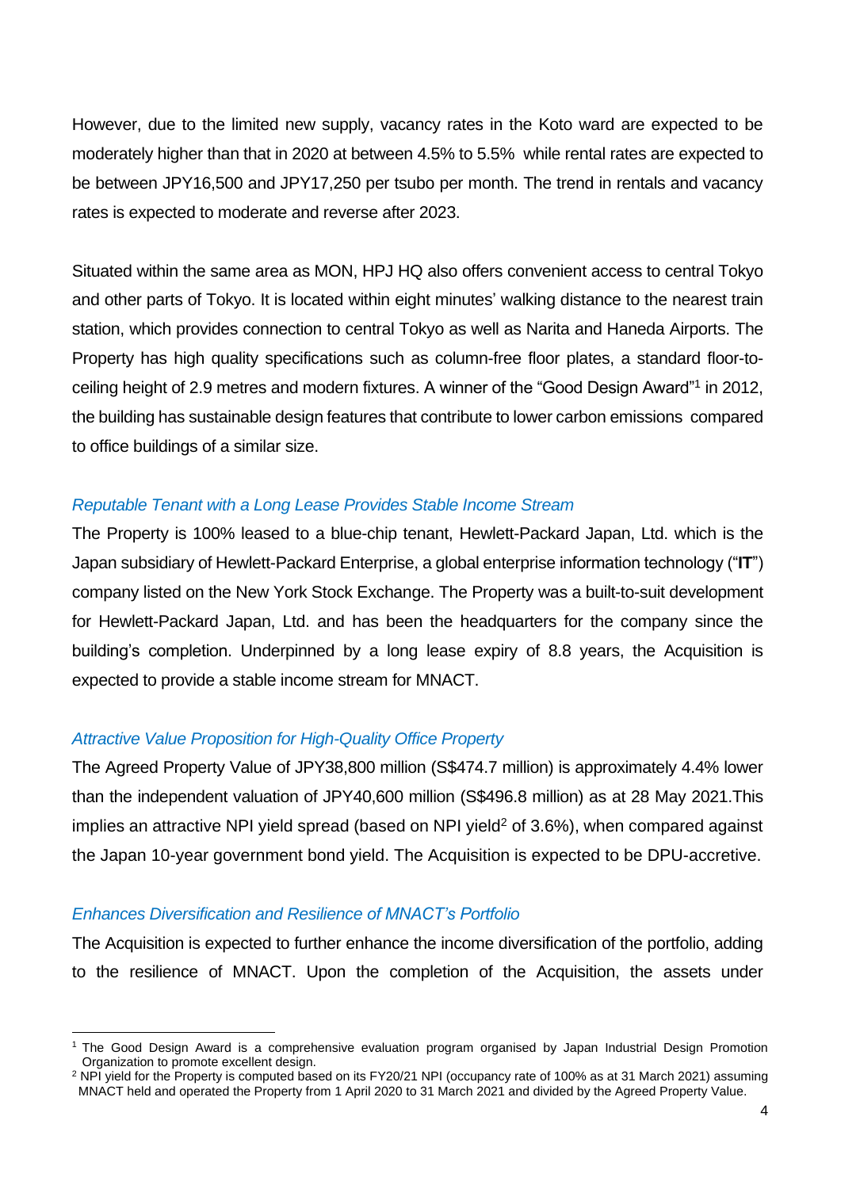However, due to the limited new supply, vacancy rates in the Koto ward are expected to be moderately higher than that in 2020 at between 4.5% to 5.5% while rental rates are expected to be between JPY16,500 and JPY17,250 per tsubo per month. The trend in rentals and vacancy rates is expected to moderate and reverse after 2023.

Situated within the same area as MON, HPJ HQ also offers convenient access to central Tokyo and other parts of Tokyo. It is located within eight minutes' walking distance to the nearest train station, which provides connection to central Tokyo as well as Narita and Haneda Airports. The Property has high quality specifications such as column-free floor plates, a standard floor-to-ceiling height of 2.9 metres and modern fixtures. A winner of the "Good Design Award"[1] in 2012, the building has sustainable design features that contribute to lower carbon emissions compared to office buildings of a similar size.

*Reputable Tenant with a Long Lease Provides Stable Income Stream*

The Property is 100% leased to a blue-chip tenant, Hewlett-Packard Japan, Ltd. which is the Japan subsidiary of Hewlett-Packard Enterprise, a global enterprise information technology ("**IT**") company listed on the New York Stock Exchange. The Property was a built-to-suit development for Hewlett-Packard Japan, Ltd. and has been the headquarters for the company since the building's completion. Underpinned by a long lease expiry of 8.8 years, the Acquisition is expected to provide a stable income stream for MNACT.

*Attractive Value Proposition for High-Quality Office Property*

The Agreed Property Value of JPY38,800 million (S$474.7 million) is approximately 4.4% lower than the independent valuation of JPY40,600 million (S$496.8 million) as at 28 May 2021.This implies an attractive NPI yield spread (based on NPI yield[2] of 3.6%), when compared against the Japan 10-year government bond yield. The Acquisition is expected to be DPU-accretive.

*Enhances Diversification and Resilience of MNACT's Portfolio*

The Acquisition is expected to further enhance the income diversification of the portfolio, adding to the resilience of MNACT. Upon the completion of the Acquisition, the assets under

---

[1] The Good Design Award is a comprehensive evaluation program organised by Japan Industrial Design Promotion Organization to promote excellent design.

[2] NPI yield for the Property is computed based on its FY20/21 NPI (occupancy rate of 100% as at 31 March 2021) assuming MNACT held and operated the Property from 1 April 2020 to 31 March 2021 and divided by the Agreed Property Value.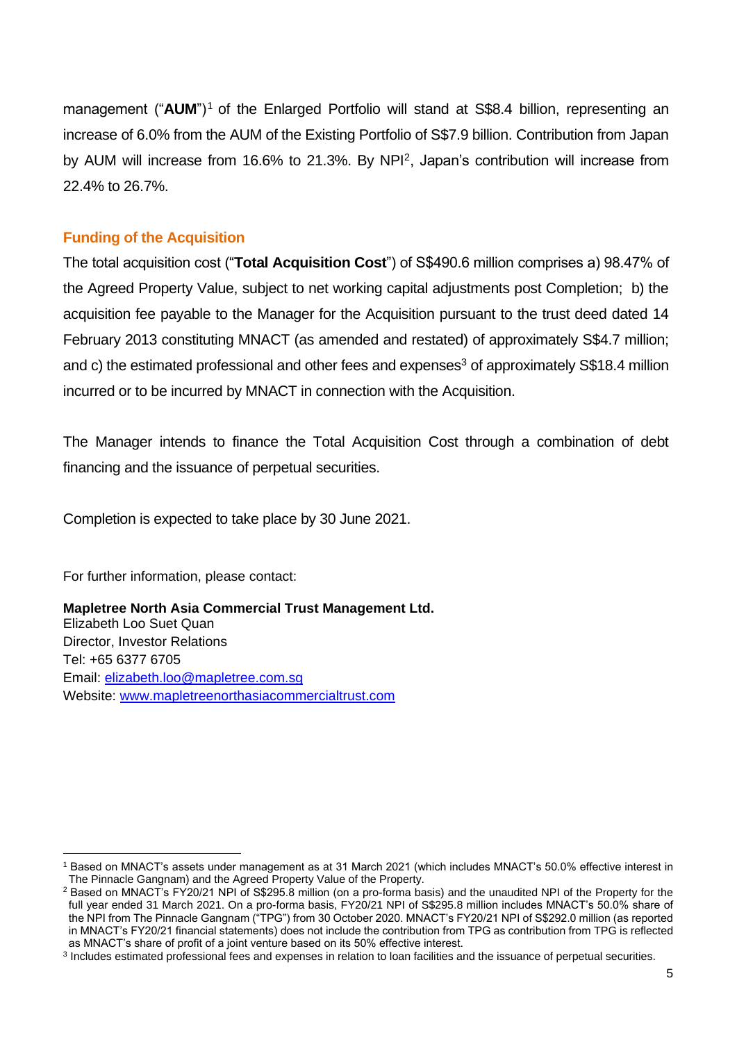management ("**AUM**")[1] of the Enlarged Portfolio will stand at S$8.4 billion, representing an increase of 6.0% from the AUM of the Existing Portfolio of S$7.9 billion. Contribution from Japan by AUM will increase from 16.6% to 21.3%. By NPI[2], Japan's contribution will increase from 22.4% to 26.7%.

## Funding of the Acquisition

The total acquisition cost ("**Total Acquisition Cost**") of S$490.6 million comprises a) 98.47% of the Agreed Property Value, subject to net working capital adjustments post Completion; b) the acquisition fee payable to the Manager for the Acquisition pursuant to the trust deed dated 14 February 2013 constituting MNACT (as amended and restated) of approximately S$4.7 million; and c) the estimated professional and other fees and expenses[3] of approximately S$18.4 million incurred or to be incurred by MNACT in connection with the Acquisition.

The Manager intends to finance the Total Acquisition Cost through a combination of debt financing and the issuance of perpetual securities.

Completion is expected to take place by 30 June 2021.

For further information, please contact:

**Mapletree North Asia Commercial Trust Management Ltd.**
Elizabeth Loo Suet Quan
Director, Investor Relations
Tel: +65 6377 6705
Email: elizabeth.loo@mapletree.com.sg
Website: www.mapletreenorthasiacommercialtrust.com

---

[1] Based on MNACT's assets under management as at 31 March 2021 (which includes MNACT's 50.0% effective interest in The Pinnacle Gangnam) and the Agreed Property Value of the Property.

[2] Based on MNACT's FY20/21 NPI of S$295.8 million (on a pro-forma basis) and the unaudited NPI of the Property for the full year ended 31 March 2021. On a pro-forma basis, FY20/21 NPI of S$295.8 million includes MNACT's 50.0% share of the NPI from The Pinnacle Gangnam ("TPG") from 30 October 2020. MNACT's FY20/21 NPI of S$292.0 million (as reported in MNACT's FY20/21 financial statements) does not include the contribution from TPG as contribution from TPG is reflected as MNACT's share of profit of a joint venture based on its 50% effective interest.

[3] Includes estimated professional fees and expenses in relation to loan facilities and the issuance of perpetual securities.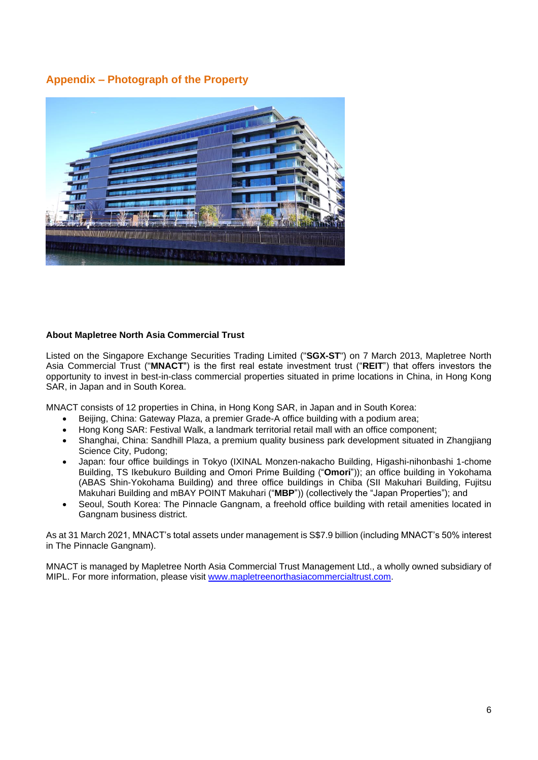## Appendix – Photograph of the Property

### About Mapletree North Asia Commercial Trust

Listed on the Singapore Exchange Securities Trading Limited ("**SGX-ST**") on 7 March 2013, Mapletree North Asia Commercial Trust ("**MNACT**") is the first real estate investment trust ("**REIT**") that offers investors the opportunity to invest in best-in-class commercial properties situated in prime locations in China, in Hong Kong SAR, in Japan and in South Korea.

MNACT consists of 12 properties in China, in Hong Kong SAR, in Japan and in South Korea:

- Beijing, China: Gateway Plaza, a premier Grade-A office building with a podium area;
- Hong Kong SAR: Festival Walk, a landmark territorial retail mall with an office component;
- Shanghai, China: Sandhill Plaza, a premium quality business park development situated in Zhangjiang Science City, Pudong;
- Japan: four office buildings in Tokyo (IXINAL Monzen-nakacho Building, Higashi-nihonbashi 1-chome Building, TS Ikebukuro Building and Omori Prime Building ("**Omori**")); an office building in Yokohama (ABAS Shin-Yokohama Building) and three office buildings in Chiba (SII Makuhari Building, Fujitsu Makuhari Building and mBAY POINT Makuhari ("**MBP**")) (collectively the "Japan Properties"); and
- Seoul, South Korea: The Pinnacle Gangnam, a freehold office building with retail amenities located in Gangnam business district.

As at 31 March 2021, MNACT's total assets under management is S$7.9 billion (including MNACT's 50% interest in The Pinnacle Gangnam).

MNACT is managed by Mapletree North Asia Commercial Trust Management Ltd., a wholly owned subsidiary of MIPL. For more information, please visit www.mapletreenorthasiacommercialtrust.com.